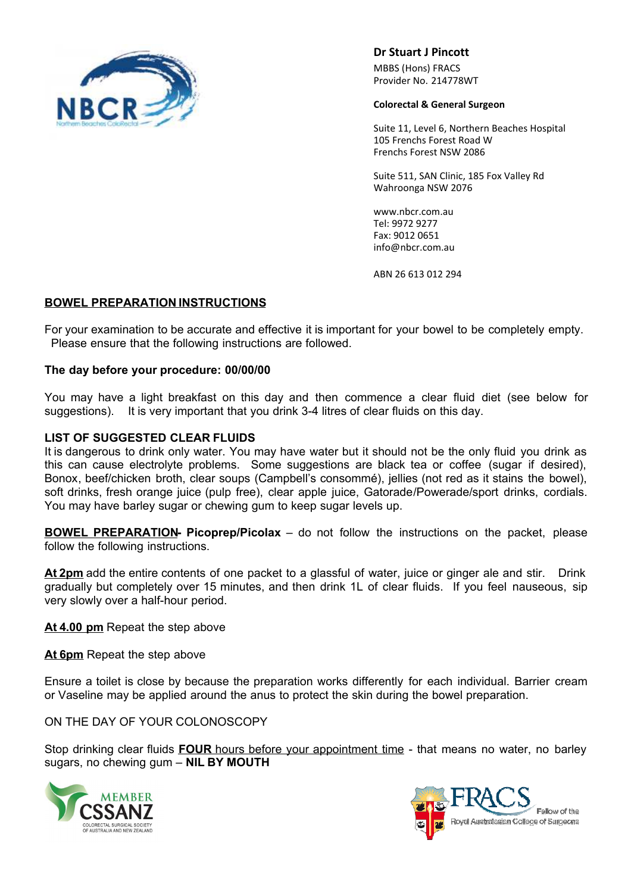**Dr Stuart J Pincott**
MBBS (Hons) FRACS
Provider No. 214778WT

**Colorectal & General Surgeon**

Suite 11, Level 6, Northern Beaches Hospital
105 Frenchs Forest Road W
Frenchs Forest NSW 2086

Suite 511, SAN Clinic, 185 Fox Valley Rd
Wahroonga NSW 2076

www.nbcr.com.au
Tel: 9972 9277
Fax: 9012 0651
info@nbcr.com.au

ABN 26 613 012 294

## BOWEL PREPARATION INSTRUCTIONS

For your examination to be accurate and effective it is important for your bowel to be completely empty. Please ensure that the following instructions are followed.

**The day before your procedure: 00/00/00**

You may have a light breakfast on this day and then commence a clear fluid diet (see below for suggestions). It is very important that you drink 3-4 litres of clear fluids on this day.

**LIST OF SUGGESTED CLEAR FLUIDS**

It is dangerous to drink only water. You may have water but it should not be the only fluid you drink as this can cause electrolyte problems. Some suggestions are black tea or coffee (sugar if desired), Bonox, beef/chicken broth, clear soups (Campbell's consommé), jellies (not red as it stains the bowel), soft drinks, fresh orange juice (pulp free), clear apple juice, Gatorade/Powerade/sport drinks, cordials. You may have barley sugar or chewing gum to keep sugar levels up.

**BOWEL PREPARATION- Picoprep/Picolax** – do not follow the instructions on the packet, please follow the following instructions.

**At 2pm** add the entire contents of one packet to a glassful of water, juice or ginger ale and stir. Drink gradually but completely over 15 minutes, and then drink 1L of clear fluids. If you feel nauseous, sip very slowly over a half-hour period.

**At 4.00 pm** Repeat the step above

**At 6pm** Repeat the step above

Ensure a toilet is close by because the preparation works differently for each individual. Barrier cream or Vaseline may be applied around the anus to protect the skin during the bowel preparation.

ON THE DAY OF YOUR COLONOSCOPY

Stop drinking clear fluids **FOUR** hours before your appointment time - that means no water, no barley sugars, no chewing gum – **NIL BY MOUTH**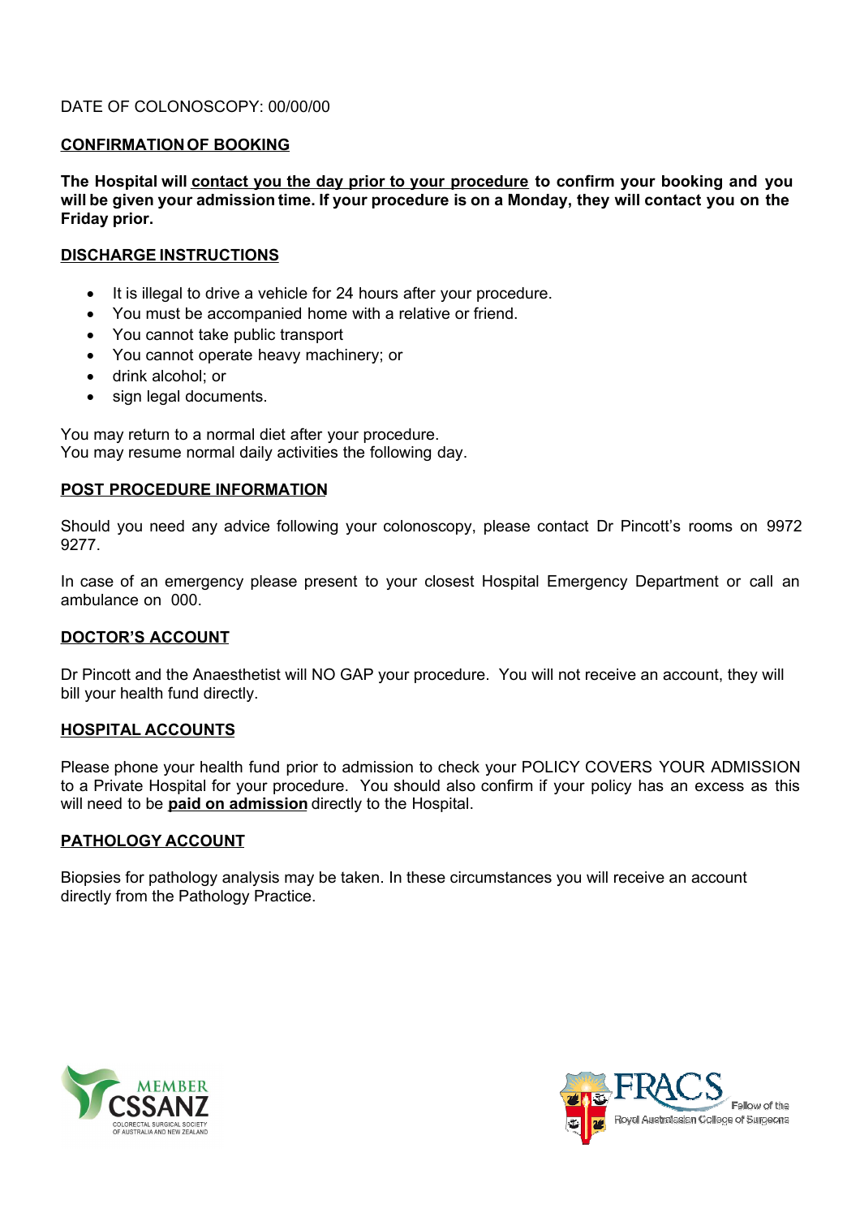DATE OF COLONOSCOPY: 00/00/00

## CONFIRMATION OF BOOKING

**The Hospital will contact you the day prior to your procedure to confirm your booking and you will be given your admission time. If your procedure is on a Monday, they will contact you on the Friday prior.**

## DISCHARGE INSTRUCTIONS

- It is illegal to drive a vehicle for 24 hours after your procedure.
- You must be accompanied home with a relative or friend.
- You cannot take public transport
- You cannot operate heavy machinery; or
- drink alcohol; or
- sign legal documents.

You may return to a normal diet after your procedure.
You may resume normal daily activities the following day.

## POST PROCEDURE INFORMATION

Should you need any advice following your colonoscopy, please contact Dr Pincott's rooms on 9972 9277.

In case of an emergency please present to your closest Hospital Emergency Department or call an ambulance on 000.

## DOCTOR'S ACCOUNT

Dr Pincott and the Anaesthetist will NO GAP your procedure. You will not receive an account, they will bill your health fund directly.

## HOSPITAL ACCOUNTS

Please phone your health fund prior to admission to check your POLICY COVERS YOUR ADMISSION to a Private Hospital for your procedure. You should also confirm if your policy has an excess as this will need to be **paid on admission** directly to the Hospital.

## PATHOLOGY ACCOUNT

Biopsies for pathology analysis may be taken. In these circumstances you will receive an account directly from the Pathology Practice.

MEMBER CSSANZ
COLORECTAL SURGICAL SOCIETY OF AUSTRALIA AND NEW ZEALAND

FRACS
Fellow of the Royal Australasian College of Surgeons